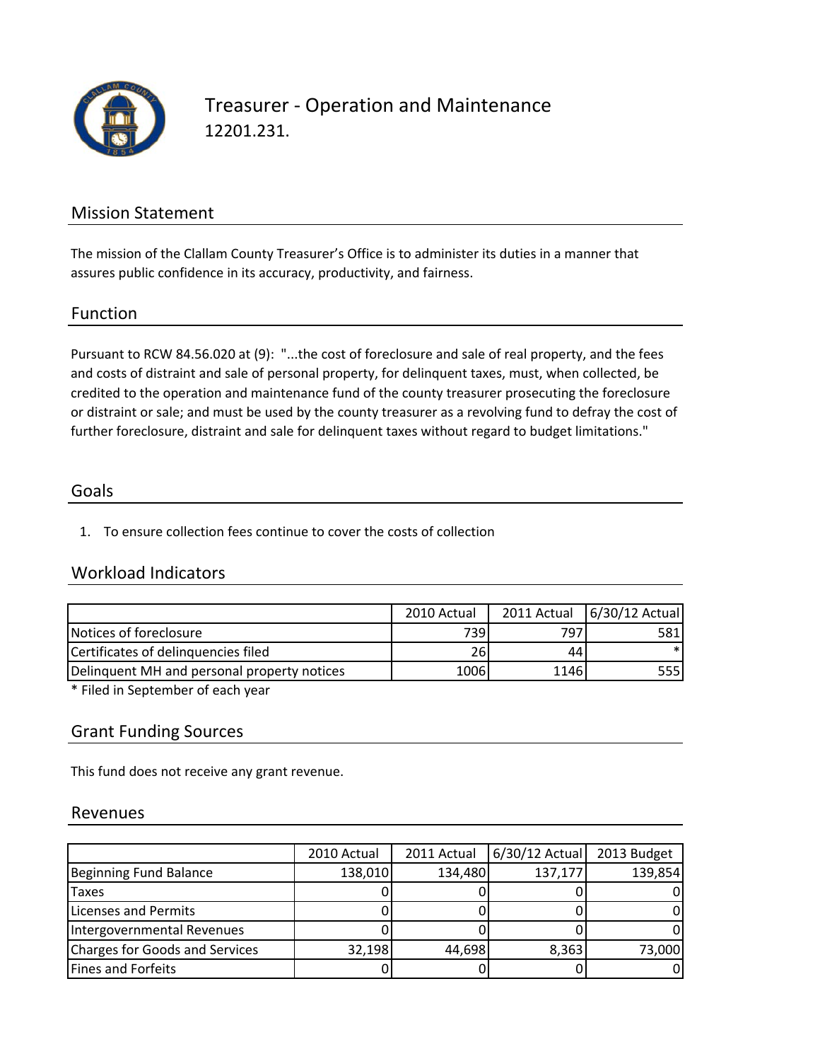# Treasurer - Operation and Maintenance
12201.231.

## Mission Statement

The mission of the Clallam County Treasurer's Office is to administer its duties in a manner that assures public confidence in its accuracy, productivity, and fairness.

## Function

Pursuant to RCW 84.56.020 at (9): "...the cost of foreclosure and sale of real property, and the fees and costs of distraint and sale of personal property, for delinquent taxes, must, when collected, be credited to the operation and maintenance fund of the county treasurer prosecuting the foreclosure or distraint or sale; and must be used by the county treasurer as a revolving fund to defray the cost of further foreclosure, distraint and sale for delinquent taxes without regard to budget limitations."

## Goals

1. To ensure collection fees continue to cover the costs of collection

## Workload Indicators

| | 2010 Actual | 2011 Actual | 6/30/12 Actual |
|---|---|---|---|
| Notices of foreclosure | 739 | 797 | 581 |
| Certificates of delinquencies filed | 26 | 44 | * |
| Delinquent MH and personal property notices | 1006 | 1146 | 555 |

* Filed in September of each year

## Grant Funding Sources

This fund does not receive any grant revenue.

## Revenues

| | 2010 Actual | 2011 Actual | 6/30/12 Actual | 2013 Budget |
|---|---|---|---|---|
| Beginning Fund Balance | 138,010 | 134,480 | 137,177 | 139,854 |
| Taxes | 0 | 0 | 0 | 0 |
| Licenses and Permits | 0 | 0 | 0 | 0 |
| Intergovernmental Revenues | 0 | 0 | 0 | 0 |
| Charges for Goods and Services | 32,198 | 44,698 | 8,363 | 73,000 |
| Fines and Forfeits | 0 | 0 | 0 | 0 |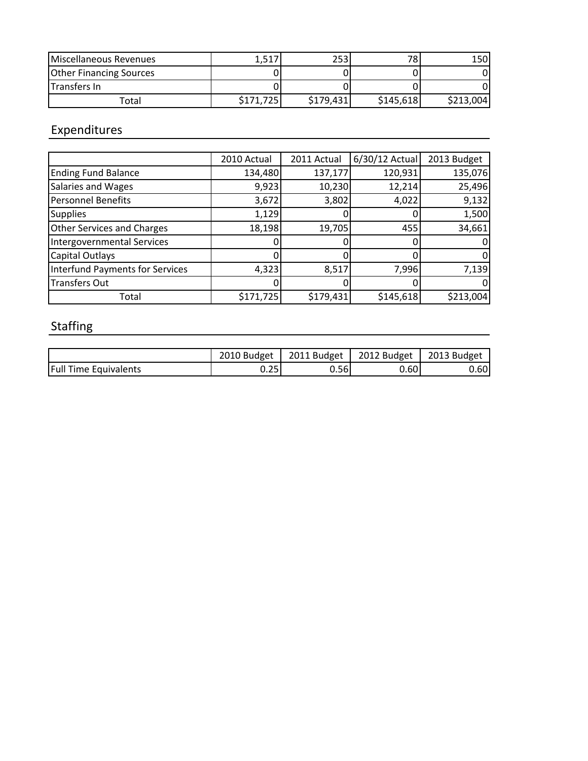| | | | | |
|---|---|---|---|---|
| Miscellaneous Revenues | 1,517 | 253 | 78 | 150 |
| Other Financing Sources | 0 | 0 | 0 | 0 |
| Transfers In | 0 | 0 | 0 | 0 |
| Total | $171,725 | $179,431 | $145,618 | $213,004 |

## Expenditures

| | 2010 Actual | 2011 Actual | 6/30/12 Actual | 2013 Budget |
|---|---|---|---|---|
| Ending Fund Balance | 134,480 | 137,177 | 120,931 | 135,076 |
| Salaries and Wages | 9,923 | 10,230 | 12,214 | 25,496 |
| Personnel Benefits | 3,672 | 3,802 | 4,022 | 9,132 |
| Supplies | 1,129 | 0 | 0 | 1,500 |
| Other Services and Charges | 18,198 | 19,705 | 455 | 34,661 |
| Intergovernmental Services | 0 | 0 | 0 | 0 |
| Capital Outlays | 0 | 0 | 0 | 0 |
| Interfund Payments for Services | 4,323 | 8,517 | 7,996 | 7,139 |
| Transfers Out | 0 | 0 | 0 | 0 |
| Total | $171,725 | $179,431 | $145,618 | $213,004 |

## Staffing

| | 2010 Budget | 2011 Budget | 2012 Budget | 2013 Budget |
|---|---|---|---|---|
| Full Time Equivalents | 0.25 | 0.56 | 0.60 | 0.60 |